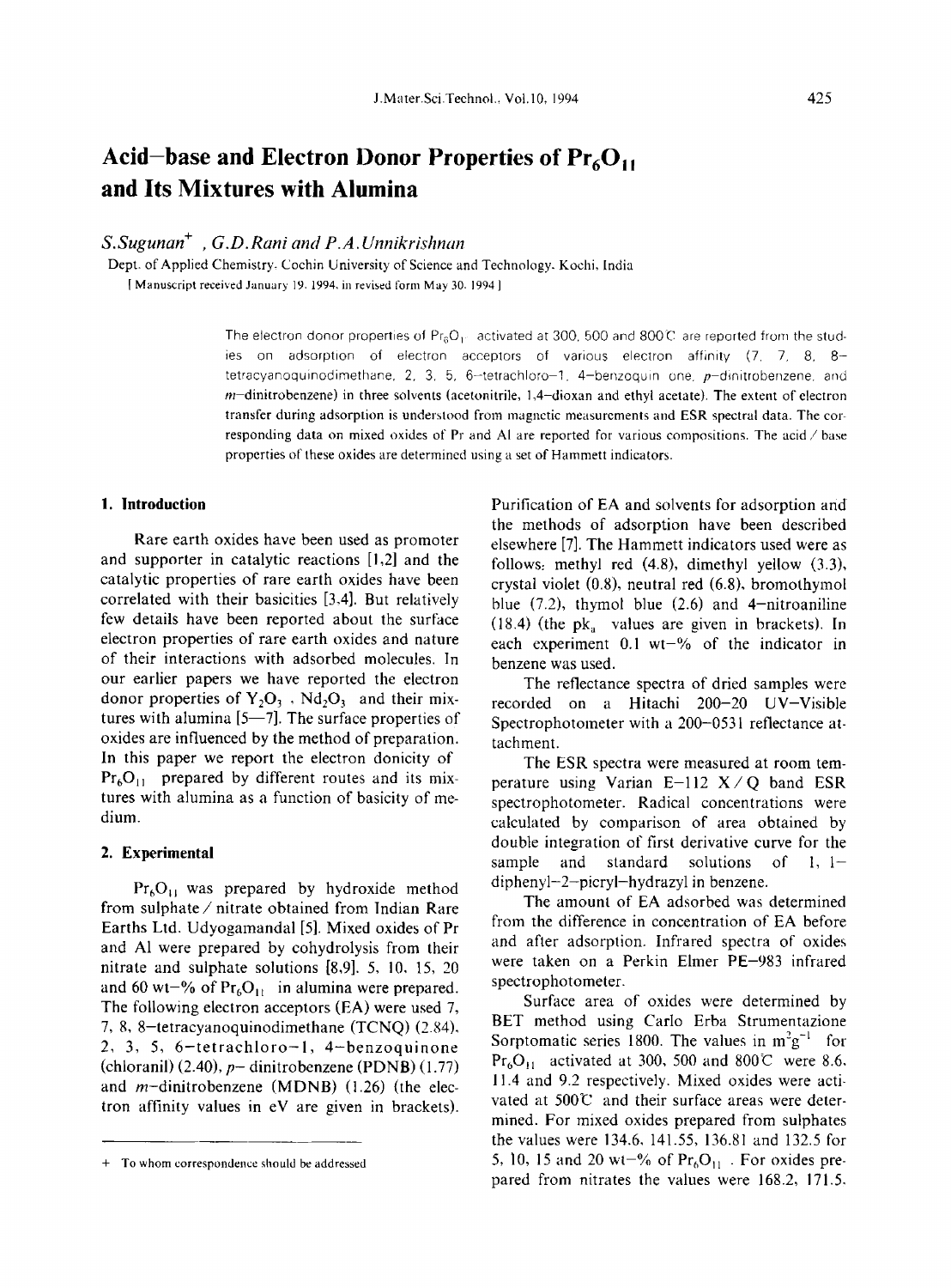# Acid–base and Electron Donor Properties of $Pr_6O_{11}$ and Its Mixtures with Alumina

*S.Sugunan*[+] *, G.D.Rani and P.A.Unnikrishnan*

Dept. of Applied Chemistry, Cochin University of Science and Technology, Kochi, India

[ Manuscript received January 19, 1994, in revised form May 30, 1994 ]

The electron donor properties of $Pr_6O_{11}$ activated at 300, 500 and 800°C are reported from the studies on adsorption of electron acceptors of various electron affinity (7, 7, 8, 8-tetracyanoquinodimethane, 2, 3, 5, 6-tetrachloro-1, 4-benzoquin one, *p*-dinitrobenzene, and *m*-dinitrobenzene) in three solvents (acetonitrile, 1,4-dioxan and ethyl acetate). The extent of electron transfer during adsorption is understood from magnetic measurements and ESR spectral data. The corresponding data on mixed oxides of Pr and Al are reported for various compositions. The acid / base properties of these oxides are determined using a set of Hammett indicators.

## 1. Introduction

Rare earth oxides have been used as promoter and supporter in catalytic reactions [1,2] and the catalytic properties of rare earth oxides have been correlated with their basicities [3,4]. But relatively few details have been reported about the surface electron properties of rare earth oxides and nature of their interactions with adsorbed molecules. In our earlier papers we have reported the electron donor properties of $Y_2O_3$ , $Nd_2O_3$ and their mixtures with alumina [5—7]. The surface properties of oxides are influenced by the method of preparation. In this paper we report the electron donicity of $Pr_6O_{11}$ prepared by different routes and its mixtures with alumina as a function of basicity of medium.

## 2. Experimental

$Pr_6O_{11}$ was prepared by hydroxide method from sulphate / nitrate obtained from Indian Rare Earths Ltd. Udyogamandal [5]. Mixed oxides of Pr and Al were prepared by cohydrolysis from their nitrate and sulphate solutions [8,9]. 5, 10, 15, 20 and 60 wt–% of $Pr_6O_{11}$ in alumina were prepared. The following electron acceptors (EA) were used 7, 7, 8, 8–tetracyanoquinodimethane (TCNQ) (2.84), 2, 3, 5, 6–tetrachloro–1, 4–benzoquinone (chloranil) (2.40), *p*– dinitrobenzene (PDNB) (1.77) and *m*–dinitrobenzene (MDNB) (1.26) (the electron affinity values in eV are given in brackets). Purification of EA and solvents for adsorption and the methods of adsorption have been described elsewhere [7]. The Hammett indicators used were as follows: methyl red (4.8), dimethyl yellow (3.3), crystal violet (0.8), neutral red (6.8), bromothymol blue (7.2), thymol blue (2.6) and 4–nitroaniline (18.4) (the $pk_a$ values are given in brackets). In each experiment 0.1 wt–% of the indicator in benzene was used.

The reflectance spectra of dried samples were recorded on a Hitachi 200–20 UV–Visible Spectrophotometer with a 200–0531 reflectance attachment.

The ESR spectra were measured at room temperature using Varian E–112 X / Q band ESR spectrophotometer. Radical concentrations were calculated by comparison of area obtained by double integration of first derivative curve for the sample and standard solutions of 1, 1–diphenyl–2–picryl–hydrazyl in benzene.

The amount of EA adsorbed was determined from the difference in concentration of EA before and after adsorption. Infrared spectra of oxides were taken on a Perkin Elmer PE–983 infrared spectrophotometer.

Surface area of oxides were determined by BET method using Carlo Erba Strumentazione Sorptomatic series 1800. The values in $m^2g^{-1}$ for $Pr_6O_{11}$ activated at 300, 500 and 800°C were 8.6, 11.4 and 9.2 respectively. Mixed oxides were activated at 500°C and their surface areas were determined. For mixed oxides prepared from sulphates the values were 134.6, 141.55, 136.81 and 132.5 for 5, 10, 15 and 20 wt–% of $Pr_6O_{11}$ . For oxides prepared from nitrates the values were 168.2, 171.5,

+ To whom correspondence should be addressed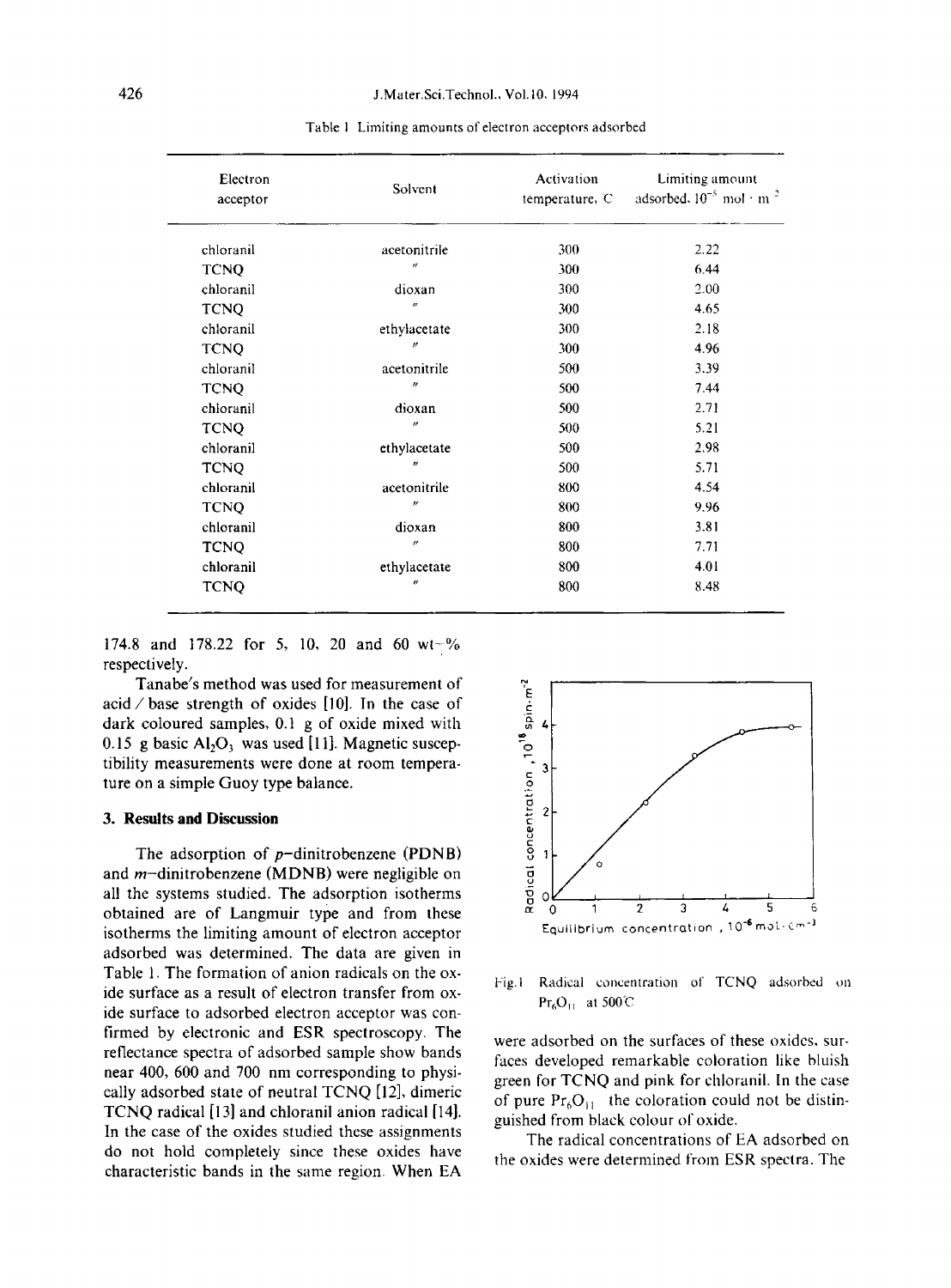Table 1 Limiting amounts of electron acceptors adsorbed

| Electron acceptor | Solvent | Activation temperature, C | Limiting amount adsorbed, $10^{-5}$ mol · m$^{-2}$ |
|---|---|---|---|
| chloranil | acetonitrile | 300 | 2.22 |
| TCNQ | " | 300 | 6.44 |
| chloranil | dioxan | 300 | 2.00 |
| TCNQ | " | 300 | 4.65 |
| chloranil | ethylacetate | 300 | 2.18 |
| TCNQ | " | 300 | 4.96 |
| chloranil | acetonitrile | 500 | 3.39 |
| TCNQ | " | 500 | 7.44 |
| chloranil | dioxan | 500 | 2.71 |
| TCNQ | " | 500 | 5.21 |
| chloranil | ethylacetate | 500 | 2.98 |
| TCNQ | " | 500 | 5.71 |
| chloranil | acetonitrile | 800 | 4.54 |
| TCNQ | " | 800 | 9.96 |
| chloranil | dioxan | 800 | 3.81 |
| TCNQ | " | 800 | 7.71 |
| chloranil | ethylacetate | 800 | 4.01 |
| TCNQ | " | 800 | 8.48 |

174.8 and 178.22 for 5, 10, 20 and 60 wt-% respectively.

Tanabe's method was used for measurement of acid / base strength of oxides [10]. In the case of dark coloured samples, 0.1 g of oxide mixed with 0.15 g basic $Al_2O_3$ was used [11]. Magnetic susceptibility measurements were done at room temperature on a simple Guoy type balance.

## 3. Results and Discussion

The adsorption of *p*-dinitrobenzene (PDNB) and *m*-dinitrobenzene (MDNB) were negligible on all the systems studied. The adsorption isotherms obtained are of Langmuir type and from these isotherms the limiting amount of electron acceptor adsorbed was determined. The data are given in Table 1. The formation of anion radicals on the oxide surface as a result of electron transfer from oxide surface to adsorbed electron acceptor was confirmed by electronic and ESR spectroscopy. The reflectance spectra of adsorbed sample show bands near 400, 600 and 700 nm corresponding to physically adsorbed state of neutral TCNQ [12], dimeric TCNQ radical [13] and chloranil anion radical [14]. In the case of the oxides studied these assignments do not hold completely since these oxides have characteristic bands in the same region. When EA were adsorbed on the surfaces of these oxides, surfaces developed remarkable coloration like bluish green for TCNQ and pink for chloranil. In the case of pure $Pr_6O_{11}$ the coloration could not be distinguished from black colour of oxide.

Fig.1 Radical concentration of TCNQ adsorbed on $Pr_6O_{11}$ at 500°C

The radical concentrations of EA adsorbed on the oxides were determined from ESR spectra. The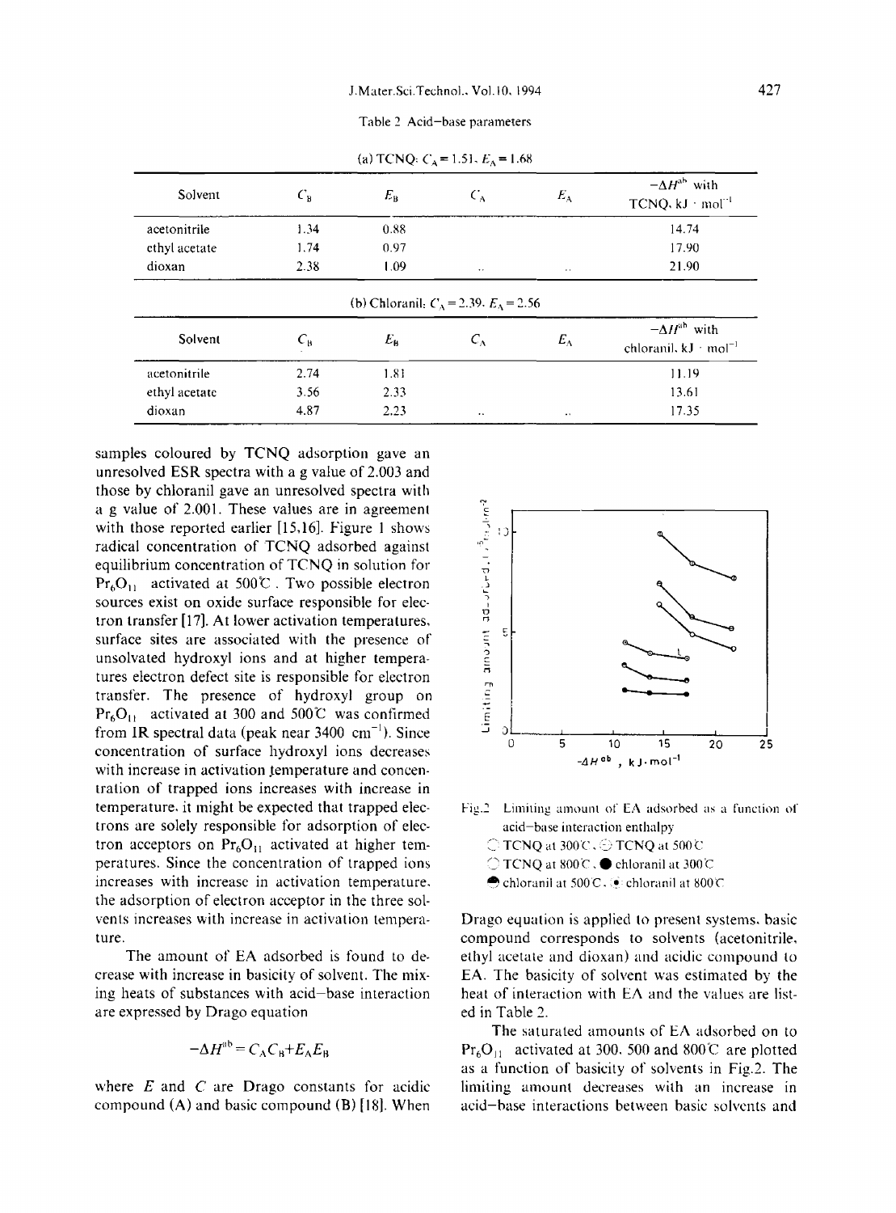Table 2 Acid–base parameters

(a) TCNQ: $C_A = 1.51$, $E_A = 1.68$

| Solvent | $C_B$ | $E_B$ | $C_A$ | $E_A$ | $-\Delta H^{ab}$ with TCNQ, kJ · mol$^{-1}$ |
|---|---|---|---|---|---|
| acetonitrile | 1.34 | 0.88 | | | 14.74 |
| ethyl acetate | 1.74 | 0.97 | | | 17.90 |
| dioxan | 2.38 | 1.09 | .. | .. | 21.90 |

(b) Chloranil: $C_A = 2.39$, $E_A = 2.56$

| Solvent | $C_B$ | $E_B$ | $C_A$ | $E_A$ | $-\Delta H^{ab}$ with chloranil, kJ · mol$^{-1}$ |
|---|---|---|---|---|---|
| acetonitrile | 2.74 | 1.81 | | | 11.19 |
| ethyl acetate | 3.56 | 2.33 | | | 13.61 |
| dioxan | 4.87 | 2.23 | .. | .. | 17.35 |

samples coloured by TCNQ adsorption gave an unresolved ESR spectra with a g value of 2.003 and those by chloranil gave an unresolved spectra with a g value of 2.001. These values are in agreement with those reported earlier [15,16]. Figure 1 shows radical concentration of TCNQ adsorbed against equilibrium concentration of TCNQ in solution for $Pr_6O_{11}$ activated at 500℃. Two possible electron sources exist on oxide surface responsible for electron transfer [17]. At lower activation temperatures, surface sites are associated with the presence of unsolvated hydroxyl ions and at higher temperatures electron defect site is responsible for electron transfer. The presence of hydroxyl group on $Pr_6O_{11}$ activated at 300 and 500℃ was confirmed from IR spectral data (peak near 3400 cm$^{-1}$). Since concentration of surface hydroxyl ions decreases with increase in activation temperature and concentration of trapped ions increases with increase in temperature, it might be expected that trapped electrons are solely responsible for adsorption of electron acceptors on $Pr_6O_{11}$ activated at higher temperatures. Since the concentration of trapped ions increases with increase in activation temperature, the adsorption of electron acceptor in the three solvents increases with increase in activation temperature.

The amount of EA adsorbed is found to decrease with increase in basicity of solvent. The mixing heats of substances with acid–base interaction are expressed by Drago equation

$$-\Delta H^{ab} = C_A C_B + E_A E_B$$

where $E$ and $C$ are Drago constants for acidic compound (A) and basic compound (B) [18]. When Drago equation is applied to present systems, basic compound corresponds to solvents (acetonitrile, ethyl acetate and dioxan) and acidic compound to EA. The basicity of solvent was estimated by the heat of interaction with EA and the values are listed in Table 2.

Fig.2 Limiting amount of EA adsorbed as a function of acid–base interaction enthalpy
○ TCNQ at 300℃, ◎ TCNQ at 500℃
○ TCNQ at 800℃, ● chloranil at 300℃
◐ chloranil at 500℃, ◉ chloranil at 800℃

The saturated amounts of EA adsorbed on to $Pr_6O_{11}$ activated at 300, 500 and 800℃ are plotted as a function of basicity of solvents in Fig.2. The limiting amount decreases with an increase in acid–base interactions between basic solvents and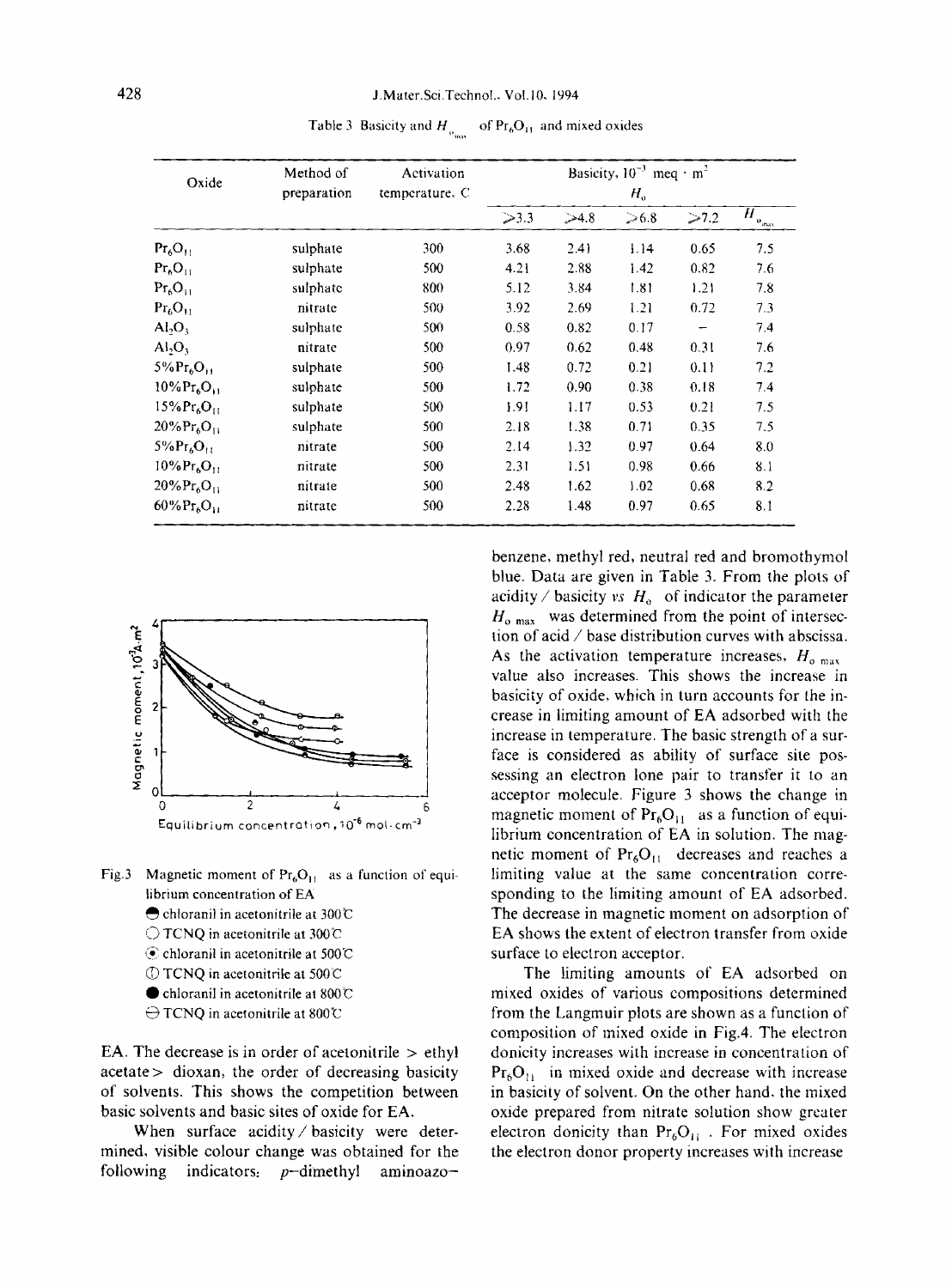Table 3 Basicity and $H_{o_{max}}$ of $Pr_6O_{11}$ and mixed oxides

| Oxide | Method of preparation | Activation temperature, C | Basicity, $10^{-3}$ meq · $m^2$ | | | | |
|---|---|---|---|---|---|---|---|
| | | | $H_o$ | | | | |
| | | | >3.3 | >4.8 | >6.8 | >7.2 | $H_{o_{max}}$ |
| $Pr_6O_{11}$ | sulphate | 300 | 3.68 | 2.41 | 1.14 | 0.65 | 7.5 |
| $Pr_6O_{11}$ | sulphate | 500 | 4.21 | 2.88 | 1.42 | 0.82 | 7.6 |
| $Pr_6O_{11}$ | sulphate | 800 | 5.12 | 3.84 | 1.81 | 1.21 | 7.8 |
| $Pr_6O_{11}$ | nitrate | 500 | 3.92 | 2.69 | 1.21 | 0.72 | 7.3 |
| $Al_2O_3$ | sulphate | 500 | 0.58 | 0.82 | 0.17 | – | 7.4 |
| $Al_2O_3$ | nitrate | 500 | 0.97 | 0.62 | 0.48 | 0.31 | 7.6 |
| 5%$Pr_6O_{11}$ | sulphate | 500 | 1.48 | 0.72 | 0.21 | 0.11 | 7.2 |
| 10%$Pr_6O_{11}$ | sulphate | 500 | 1.72 | 0.90 | 0.38 | 0.18 | 7.4 |
| 15%$Pr_6O_{11}$ | sulphate | 500 | 1.91 | 1.17 | 0.53 | 0.21 | 7.5 |
| 20%$Pr_6O_{11}$ | sulphate | 500 | 2.18 | 1.38 | 0.71 | 0.35 | 7.5 |
| 5%$Pr_6O_{11}$ | nitrate | 500 | 2.14 | 1.32 | 0.97 | 0.64 | 8.0 |
| 10%$Pr_6O_{11}$ | nitrate | 500 | 2.31 | 1.51 | 0.98 | 0.66 | 8.1 |
| 20%$Pr_6O_{11}$ | nitrate | 500 | 2.48 | 1.62 | 1.02 | 0.68 | 8.2 |
| 60%$Pr_6O_{11}$ | nitrate | 500 | 2.28 | 1.48 | 0.97 | 0.65 | 8.1 |

Fig.3 Magnetic moment of $Pr_6O_{11}$ as a function of equilibrium concentration of EA
● chloranil in acetonitrile at 300℃
○ TCNQ in acetonitrile at 300℃
⊙ chloranil in acetonitrile at 500℃
⦶ TCNQ in acetonitrile at 500℃
● chloranil in acetonitrile at 800℃
⊖ TCNQ in acetonitrile at 800℃

EA. The decrease is in order of acetonitrile > ethyl acetate > dioxan, the order of decreasing basicity of solvents. This shows the competition between basic solvents and basic sites of oxide for EA.

When surface acidity / basicity were determined, visible colour change was obtained for the following indicators: $p$-dimethyl aminoazobenzene, methyl red, neutral red and bromothymol blue. Data are given in Table 3. From the plots of acidity / basicity *vs* $H_o$ of indicator the parameter $H_{o\ max}$ was determined from the point of intersection of acid / base distribution curves with abscissa. As the activation temperature increases, $H_{o\ max}$ value also increases. This shows the increase in basicity of oxide, which in turn accounts for the increase in limiting amount of EA adsorbed with the increase in temperature. The basic strength of a surface is considered as ability of surface site possessing an electron lone pair to transfer it to an acceptor molecule. Figure 3 shows the change in magnetic moment of $Pr_6O_{11}$ as a function of equilibrium concentration of EA in solution. The magnetic moment of $Pr_6O_{11}$ decreases and reaches a limiting value at the same concentration corresponding to the limiting amount of EA adsorbed. The decrease in magnetic moment on adsorption of EA shows the extent of electron transfer from oxide surface to electron acceptor.

The limiting amounts of EA adsorbed on mixed oxides of various compositions determined from the Langmuir plots are shown as a function of composition of mixed oxide in Fig.4. The electron donicity increases with increase in concentration of $Pr_6O_{11}$ in mixed oxide and decrease with increase in basicity of solvent. On the other hand, the mixed oxide prepared from nitrate solution show greater electron donicity than $Pr_6O_{11}$. For mixed oxides the electron donor property increases with increase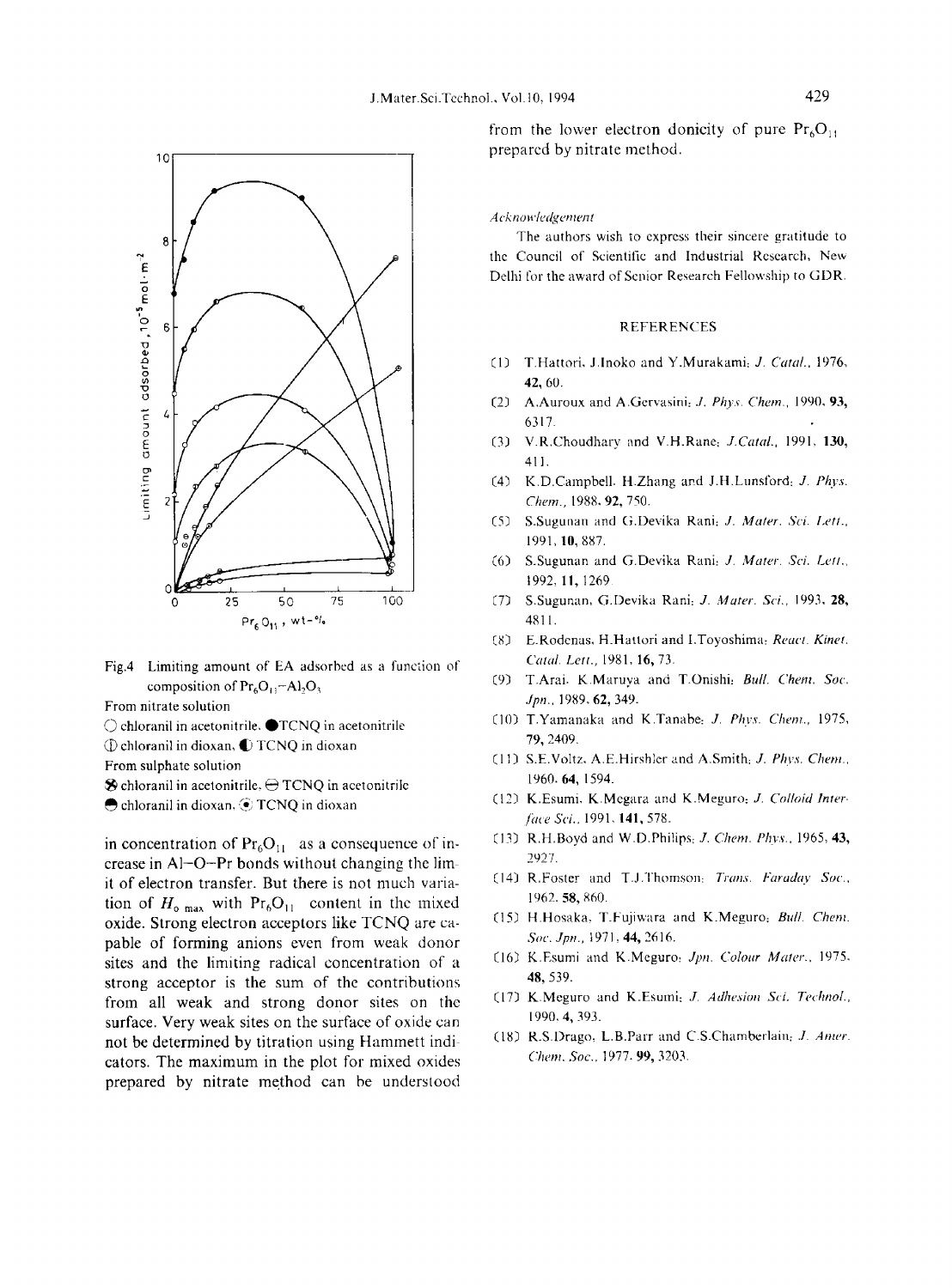10

8

6

4

2

0

0 25 50 75 100

Limiting amount adsorbed, $10^{-5}$ mol·m$^{-2}$

$Pr_6O_{11}$, wt-%

Fig.4 Limiting amount of EA adsorbed as a function of composition of $Pr_6O_{11}$–$Al_2O_3$

From nitrate solution

○ chloranil in acetonitrile, ● TCNQ in acetonitrile

◐ chloranil in dioxan, ◐ TCNQ in dioxan

From sulphate solution

⊗ chloranil in acetonitrile, ⊖ TCNQ in acetonitrile

◓ chloranil in dioxan, ⊙ TCNQ in dioxan

in concentration of $Pr_6O_{11}$ as a consequence of increase in Al–O–Pr bonds without changing the limit of electron transfer. But there is not much variation of $H_{0\ max}$ with $Pr_6O_{11}$ content in the mixed oxide. Strong electron acceptors like TCNQ are capable of forming anions even from weak donor sites and the limiting radical concentration of a strong acceptor is the sum of the contributions from all weak and strong donor sites on the surface. Very weak sites on the surface of oxide can not be determined by titration using Hammett indicators. The maximum in the plot for mixed oxides prepared by nitrate method can be understood from the lower electron donicity of pure $Pr_6O_{11}$ prepared by nitrate method.

*Acknowledgement*

The authors wish to express their sincere gratitude to the Council of Scientific and Industrial Research, New Delhi for the award of Senior Research Fellowship to GDR.

## REFERENCES

[1] T.Hattori, J.Inoko and Y.Murakami: *J. Catal.*, 1976, **42**, 60.

[2] A.Auroux and A.Gervasini: *J. Phys. Chem.*, 1990, **93**, 6317.

[3] V.R.Choudhary and V.H.Rane: *J.Catal.*, 1991, **130**, 411.

[4] K.D.Campbell, H.Zhang and J.H.Lunsford: *J. Phys. Chem.*, 1988, **92**, 750.

[5] S.Sugunan and G.Devika Rani: *J. Mater. Sci. Lett.*, 1991, **10**, 887.

[6] S.Sugunan and G.Devika Rani: *J. Mater. Sci. Lett.*, 1992, **11**, 1269.

[7] S.Sugunan, G.Devika Rani: *J. Mater. Sci.*, 1993, **28**, 4811.

[8] E.Rodenas, H.Hattori and I.Toyoshima: *React. Kinet. Catal. Lett.*, 1981, **16**, 73.

[9] T.Arai, K.Maruya and T.Onishi: *Bull. Chem. Soc. Jpn.*, 1989, **62**, 349.

[10] T.Yamanaka and K.Tanabe: *J. Phys. Chem.*, 1975, **79**, 2409.

[11] S.E.Voltz, A.E.Hirshler and A.Smith: *J. Phys. Chem.*, 1960, **64**, 1594.

[12] K.Esumi, K.Megara and K.Meguro: *J. Colloid Interface Sci.*, 1991, **141**, 578.

[13] R.H.Boyd and W.D.Philips: *J. Chem. Phys.*, 1965, **43**, 2927.

[14] R.Foster and T.J.Thomson: *Trans. Faraday Soc.*, 1962, **58**, 860.

[15] H.Hosaka, T.Fujiwara and K.Meguro: *Bull. Chem. Soc. Jpn.*, 1971, **44**, 2616.

[16] K.Esumi and K.Meguro: *Jpn. Colour Mater.*, 1975, **48**, 539.

[17] K.Meguro and K.Esumi: *J. Adhesion Sci. Technol.*, 1990, **4**, 393.

[18] R.S.Drago, L.B.Parr and C.S.Chamberlain: *J. Amer. Chem. Soc.*, 1977, **99**, 3203.